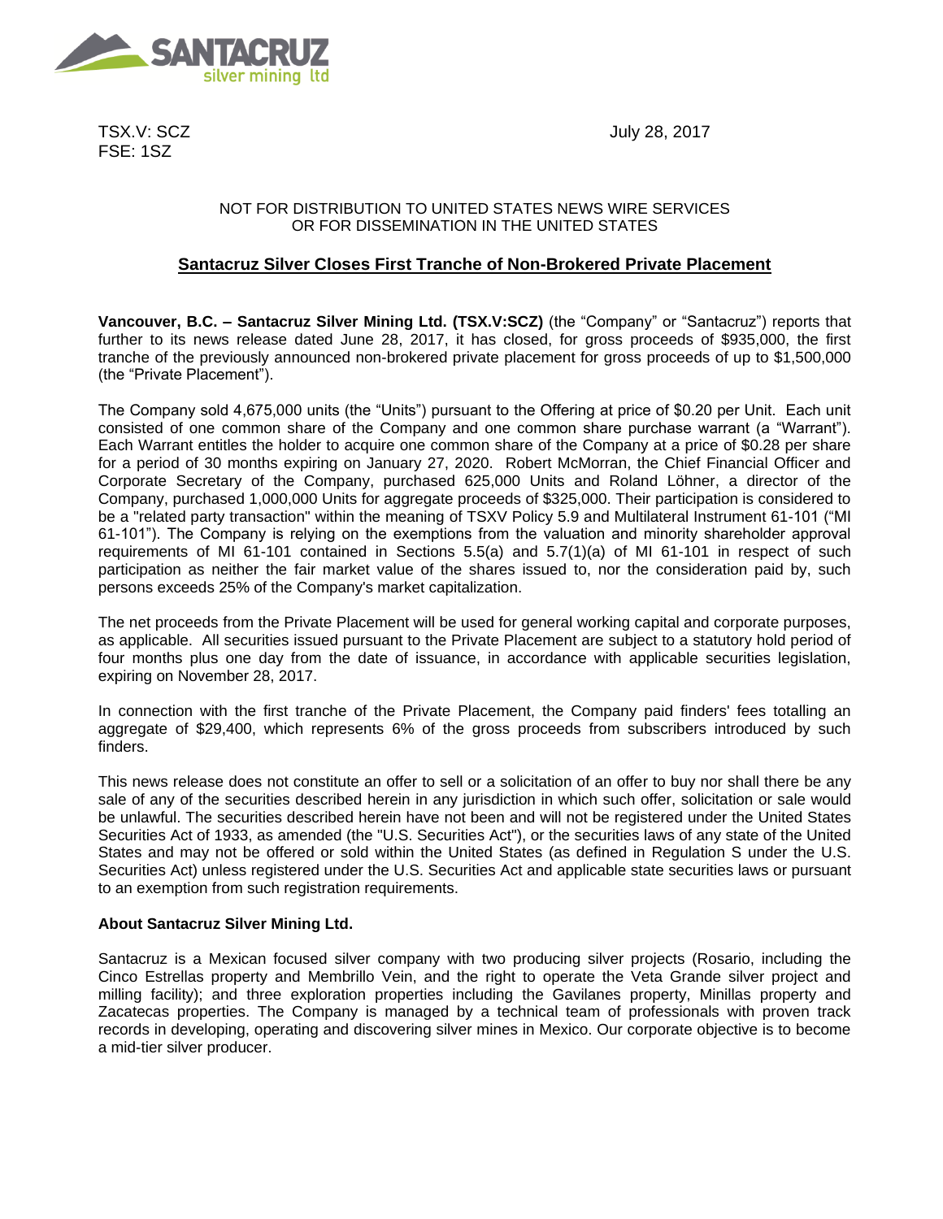TSX.V: SCZ
FSE: 1SZ

July 28, 2017

NOT FOR DISTRIBUTION TO UNITED STATES NEWS WIRE SERVICES
OR FOR DISSEMINATION IN THE UNITED STATES

# Santacruz Silver Closes First Tranche of Non-Brokered Private Placement

**Vancouver, B.C. – Santacruz Silver Mining Ltd. (TSX.V:SCZ)** (the "Company" or "Santacruz") reports that further to its news release dated June 28, 2017, it has closed, for gross proceeds of $935,000, the first tranche of the previously announced non-brokered private placement for gross proceeds of up to $1,500,000 (the "Private Placement").

The Company sold 4,675,000 units (the "Units") pursuant to the Offering at price of $0.20 per Unit. Each unit consisted of one common share of the Company and one common share purchase warrant (a "Warrant"). Each Warrant entitles the holder to acquire one common share of the Company at a price of $0.28 per share for a period of 30 months expiring on January 27, 2020. Robert McMorran, the Chief Financial Officer and Corporate Secretary of the Company, purchased 625,000 Units and Roland Löhner, a director of the Company, purchased 1,000,000 Units for aggregate proceeds of $325,000. Their participation is considered to be a "related party transaction" within the meaning of TSXV Policy 5.9 and Multilateral Instrument 61-101 ("MI 61-101"). The Company is relying on the exemptions from the valuation and minority shareholder approval requirements of MI 61-101 contained in Sections 5.5(a) and 5.7(1)(a) of MI 61-101 in respect of such participation as neither the fair market value of the shares issued to, nor the consideration paid by, such persons exceeds 25% of the Company's market capitalization.

The net proceeds from the Private Placement will be used for general working capital and corporate purposes, as applicable. All securities issued pursuant to the Private Placement are subject to a statutory hold period of four months plus one day from the date of issuance, in accordance with applicable securities legislation, expiring on November 28, 2017.

In connection with the first tranche of the Private Placement, the Company paid finders' fees totalling an aggregate of $29,400, which represents 6% of the gross proceeds from subscribers introduced by such finders.

This news release does not constitute an offer to sell or a solicitation of an offer to buy nor shall there be any sale of any of the securities described herein in any jurisdiction in which such offer, solicitation or sale would be unlawful. The securities described herein have not been and will not be registered under the United States Securities Act of 1933, as amended (the "U.S. Securities Act"), or the securities laws of any state of the United States and may not be offered or sold within the United States (as defined in Regulation S under the U.S. Securities Act) unless registered under the U.S. Securities Act and applicable state securities laws or pursuant to an exemption from such registration requirements.

**About Santacruz Silver Mining Ltd.**

Santacruz is a Mexican focused silver company with two producing silver projects (Rosario, including the Cinco Estrellas property and Membrillo Vein, and the right to operate the Veta Grande silver project and milling facility); and three exploration properties including the Gavilanes property, Minillas property and Zacatecas properties. The Company is managed by a technical team of professionals with proven track records in developing, operating and discovering silver mines in Mexico. Our corporate objective is to become a mid-tier silver producer.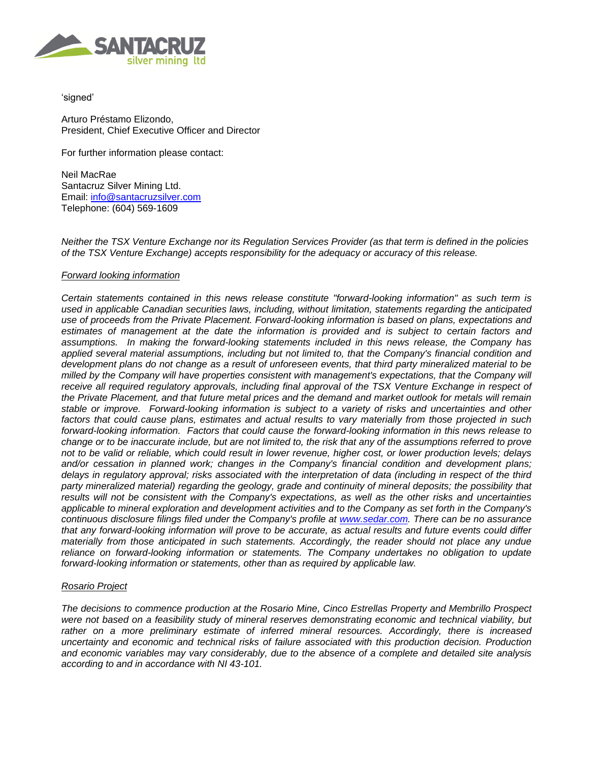'signed'

Arturo Préstamo Elizondo,
President, Chief Executive Officer and Director

For further information please contact:

Neil MacRae
Santacruz Silver Mining Ltd.
Email: info@santacruzsilver.com
Telephone: (604) 569-1609

*Neither the TSX Venture Exchange nor its Regulation Services Provider (as that term is defined in the policies of the TSX Venture Exchange) accepts responsibility for the adequacy or accuracy of this release.*

*Forward looking information*

*Certain statements contained in this news release constitute "forward-looking information" as such term is used in applicable Canadian securities laws, including, without limitation, statements regarding the anticipated use of proceeds from the Private Placement. Forward-looking information is based on plans, expectations and estimates of management at the date the information is provided and is subject to certain factors and assumptions. In making the forward-looking statements included in this news release, the Company has applied several material assumptions, including but not limited to, that the Company's financial condition and development plans do not change as a result of unforeseen events, that third party mineralized material to be milled by the Company will have properties consistent with management's expectations, that the Company will receive all required regulatory approvals, including final approval of the TSX Venture Exchange in respect of the Private Placement, and that future metal prices and the demand and market outlook for metals will remain stable or improve. Forward-looking information is subject to a variety of risks and uncertainties and other factors that could cause plans, estimates and actual results to vary materially from those projected in such forward-looking information. Factors that could cause the forward-looking information in this news release to change or to be inaccurate include, but are not limited to, the risk that any of the assumptions referred to prove not to be valid or reliable, which could result in lower revenue, higher cost, or lower production levels; delays and/or cessation in planned work; changes in the Company's financial condition and development plans; delays in regulatory approval; risks associated with the interpretation of data (including in respect of the third party mineralized material) regarding the geology, grade and continuity of mineral deposits; the possibility that results will not be consistent with the Company's expectations, as well as the other risks and uncertainties applicable to mineral exploration and development activities and to the Company as set forth in the Company's continuous disclosure filings filed under the Company's profile at www.sedar.com. There can be no assurance that any forward-looking information will prove to be accurate, as actual results and future events could differ materially from those anticipated in such statements. Accordingly, the reader should not place any undue reliance on forward-looking information or statements. The Company undertakes no obligation to update forward-looking information or statements, other than as required by applicable law.*

*Rosario Project*

*The decisions to commence production at the Rosario Mine, Cinco Estrellas Property and Membrillo Prospect were not based on a feasibility study of mineral reserves demonstrating economic and technical viability, but rather on a more preliminary estimate of inferred mineral resources. Accordingly, there is increased uncertainty and economic and technical risks of failure associated with this production decision. Production and economic variables may vary considerably, due to the absence of a complete and detailed site analysis according to and in accordance with NI 43-101.*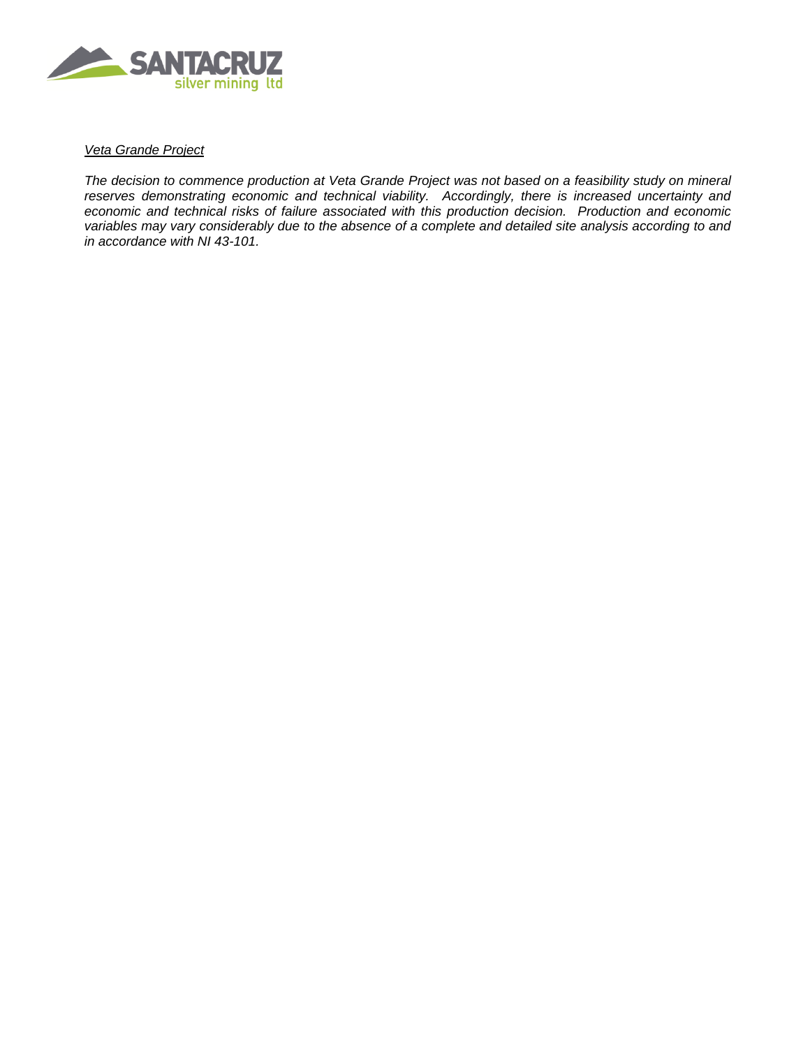*Veta Grande Project*

*The decision to commence production at Veta Grande Project was not based on a feasibility study on mineral reserves demonstrating economic and technical viability. Accordingly, there is increased uncertainty and economic and technical risks of failure associated with this production decision. Production and economic variables may vary considerably due to the absence of a complete and detailed site analysis according to and in accordance with NI 43-101.*